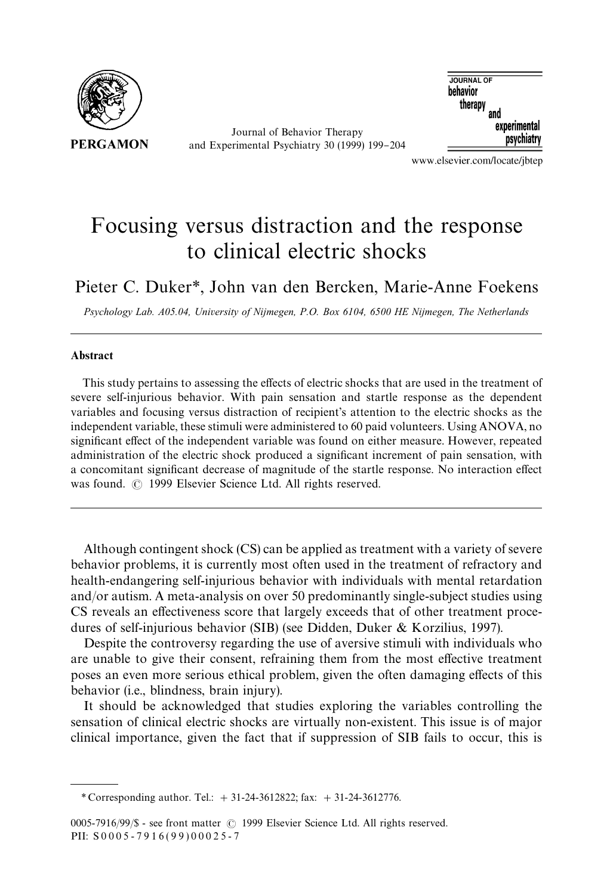# Focusing versus distraction and the response to clinical electric shocks

Pieter C. Duker*, John van den Bercken, Marie-Anne Foekens

*Psychology Lab. A05.04, University of Nijmegen, P.O. Box 6104, 6500 HE Nijmegen, The Netherlands*

## Abstract

This study pertains to assessing the effects of electric shocks that are used in the treatment of severe self-injurious behavior. With pain sensation and startle response as the dependent variables and focusing versus distraction of recipient's attention to the electric shocks as the independent variable, these stimuli were administered to 60 paid volunteers. Using ANOVA, no significant effect of the independent variable was found on either measure. However, repeated administration of the electric shock produced a significant increment of pain sensation, with a concomitant significant decrease of magnitude of the startle response. No interaction effect was found. © 1999 Elsevier Science Ltd. All rights reserved.

Although contingent shock (CS) can be applied as treatment with a variety of severe behavior problems, it is currently most often used in the treatment of refractory and health-endangering self-injurious behavior with individuals with mental retardation and/or autism. A meta-analysis on over 50 predominantly single-subject studies using CS reveals an effectiveness score that largely exceeds that of other treatment procedures of self-injurious behavior (SIB) (see Didden, Duker & Korzilius, 1997).

Despite the controversy regarding the use of aversive stimuli with individuals who are unable to give their consent, refraining them from the most effective treatment poses an even more serious ethical problem, given the often damaging effects of this behavior (i.e., blindness, brain injury).

It should be acknowledged that studies exploring the variables controlling the sensation of clinical electric shocks are virtually non-existent. This issue is of major clinical importance, given the fact that if suppression of SIB fails to occur, this is

---

* Corresponding author. Tel.: + 31-24-3612822; fax: + 31-24-3612776.

0005-7916/99/$ - see front matter © 1999 Elsevier Science Ltd. All rights reserved.
PII: S0005-7916(99)00025-7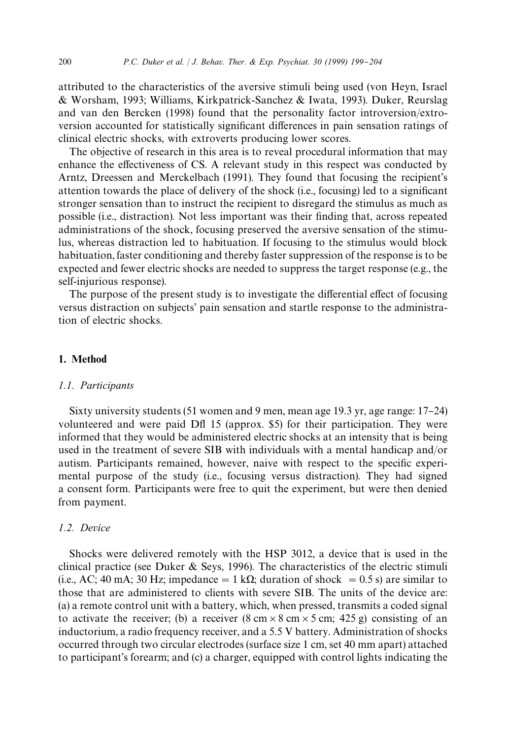attributed to the characteristics of the aversive stimuli being used (von Heyn, Israel & Worsham, 1993; Williams, Kirkpatrick-Sanchez & Iwata, 1993). Duker, Reurslag and van den Bercken (1998) found that the personality factor introversion/extroversion accounted for statistically significant differences in pain sensation ratings of clinical electric shocks, with extroverts producing lower scores.

The objective of research in this area is to reveal procedural information that may enhance the effectiveness of CS. A relevant study in this respect was conducted by Arntz, Dreessen and Merckelbach (1991). They found that focusing the recipient's attention towards the place of delivery of the shock (i.e., focusing) led to a significant stronger sensation than to instruct the recipient to disregard the stimulus as much as possible (i.e., distraction). Not less important was their finding that, across repeated administrations of the shock, focusing preserved the aversive sensation of the stimulus, whereas distraction led to habituation. If focusing to the stimulus would block habituation, faster conditioning and thereby faster suppression of the response is to be expected and fewer electric shocks are needed to suppress the target response (e.g., the self-injurious response).

The purpose of the present study is to investigate the differential effect of focusing versus distraction on subjects' pain sensation and startle response to the administration of electric shocks.

## 1. Method

### *1.1. Participants*

Sixty university students (51 women and 9 men, mean age 19.3 yr, age range: 17–24) volunteered and were paid Dfl 15 (approx. $5) for their participation. They were informed that they would be administered electric shocks at an intensity that is being used in the treatment of severe SIB with individuals with a mental handicap and/or autism. Participants remained, however, naive with respect to the specific experimental purpose of the study (i.e., focusing versus distraction). They had signed a consent form. Participants were free to quit the experiment, but were then denied from payment.

### *1.2. Device*

Shocks were delivered remotely with the HSP 3012, a device that is used in the clinical practice (see Duker & Seys, 1996). The characteristics of the electric stimuli (i.e., AC; 40 mA; 30 Hz; impedance = 1 k$\Omega$; duration of shock = 0.5 s) are similar to those that are administered to clients with severe SIB. The units of the device are: (a) a remote control unit with a battery, which, when pressed, transmits a coded signal to activate the receiver; (b) a receiver (8 cm $\times$ 8 cm $\times$ 5 cm; 425 g) consisting of an inductorium, a radio frequency receiver, and a 5.5 V battery. Administration of shocks occurred through two circular electrodes (surface size 1 cm, set 40 mm apart) attached to participant's forearm; and (c) a charger, equipped with control lights indicating the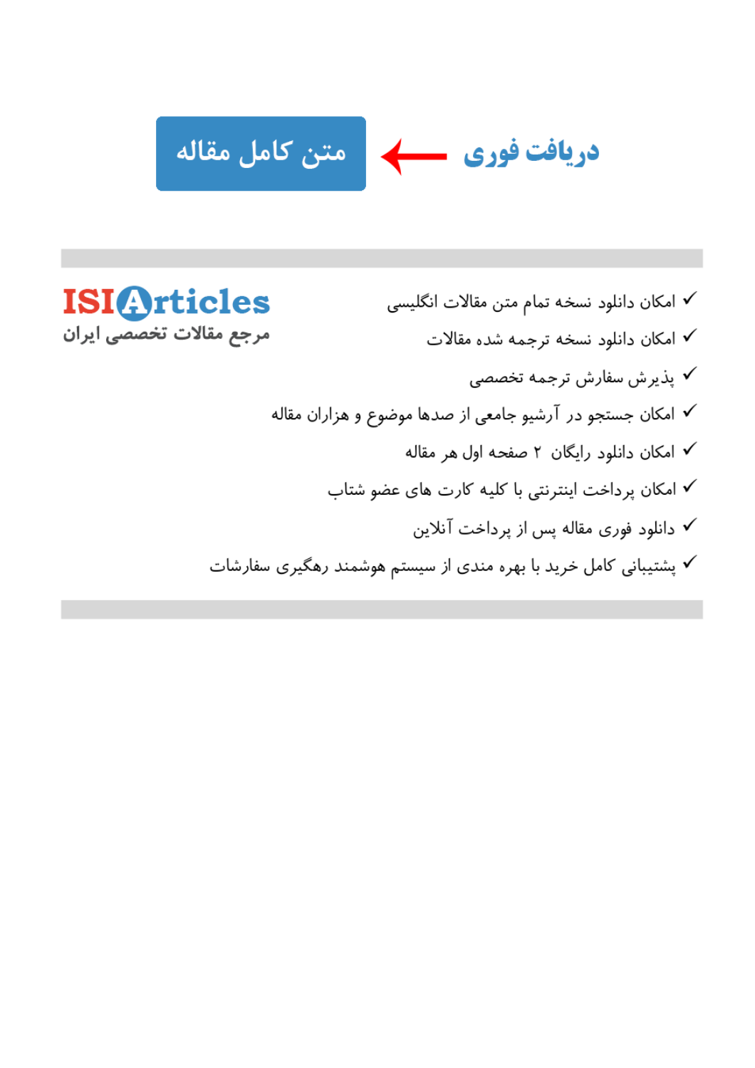دریافت فوری ← متن کامل مقاله

**ISIArticles**
مرجع مقالات تخصصی ایران

- ✓ امکان دانلود نسخه تمام متن مقالات انگلیسی
- ✓ امکان دانلود نسخه ترجمه شده مقالات
- ✓ پذیرش سفارش ترجمه تخصصی
- ✓ امکان جستجو در آرشیو جامعی از صدها موضوع و هزاران مقاله
- ✓ امکان دانلود رایگان ۲ صفحه اول هر مقاله
- ✓ امکان پرداخت اینترنتی با کلیه کارت های عضو شتاب
- ✓ دانلود فوری مقاله پس از پرداخت آنلاین
- ✓ پشتیبانی کامل خرید با بهره مندی از سیستم هوشمند رهگیری سفارشات